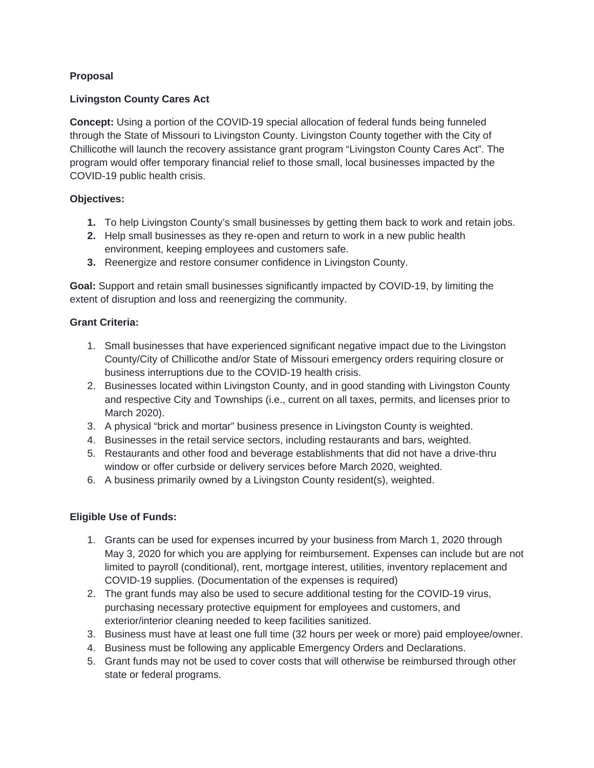**Proposal**

**Livingston County Cares Act**

**Concept:** Using a portion of the COVID-19 special allocation of federal funds being funneled through the State of Missouri to Livingston County. Livingston County together with the City of Chillicothe will launch the recovery assistance grant program "Livingston County Cares Act". The program would offer temporary financial relief to those small, local businesses impacted by the COVID-19 public health crisis.

**Objectives:**

1. To help Livingston County's small businesses by getting them back to work and retain jobs.
2. Help small businesses as they re-open and return to work in a new public health environment, keeping employees and customers safe.
3. Reenergize and restore consumer confidence in Livingston County.

**Goal:** Support and retain small businesses significantly impacted by COVID-19, by limiting the extent of disruption and loss and reenergizing the community.

**Grant Criteria:**

1. Small businesses that have experienced significant negative impact due to the Livingston County/City of Chillicothe and/or State of Missouri emergency orders requiring closure or business interruptions due to the COVID-19 health crisis.
2. Businesses located within Livingston County, and in good standing with Livingston County and respective City and Townships (i.e., current on all taxes, permits, and licenses prior to March 2020).
3. A physical "brick and mortar" business presence in Livingston County is weighted.
4. Businesses in the retail service sectors, including restaurants and bars, weighted.
5. Restaurants and other food and beverage establishments that did not have a drive-thru window or offer curbside or delivery services before March 2020, weighted.
6. A business primarily owned by a Livingston County resident(s), weighted.

**Eligible Use of Funds:**

1. Grants can be used for expenses incurred by your business from March 1, 2020 through May 3, 2020 for which you are applying for reimbursement. Expenses can include but are not limited to payroll (conditional), rent, mortgage interest, utilities, inventory replacement and COVID-19 supplies. (Documentation of the expenses is required)
2. The grant funds may also be used to secure additional testing for the COVID-19 virus, purchasing necessary protective equipment for employees and customers, and exterior/interior cleaning needed to keep facilities sanitized.
3. Business must have at least one full time (32 hours per week or more) paid employee/owner.
4. Business must be following any applicable Emergency Orders and Declarations.
5. Grant funds may not be used to cover costs that will otherwise be reimbursed through other state or federal programs.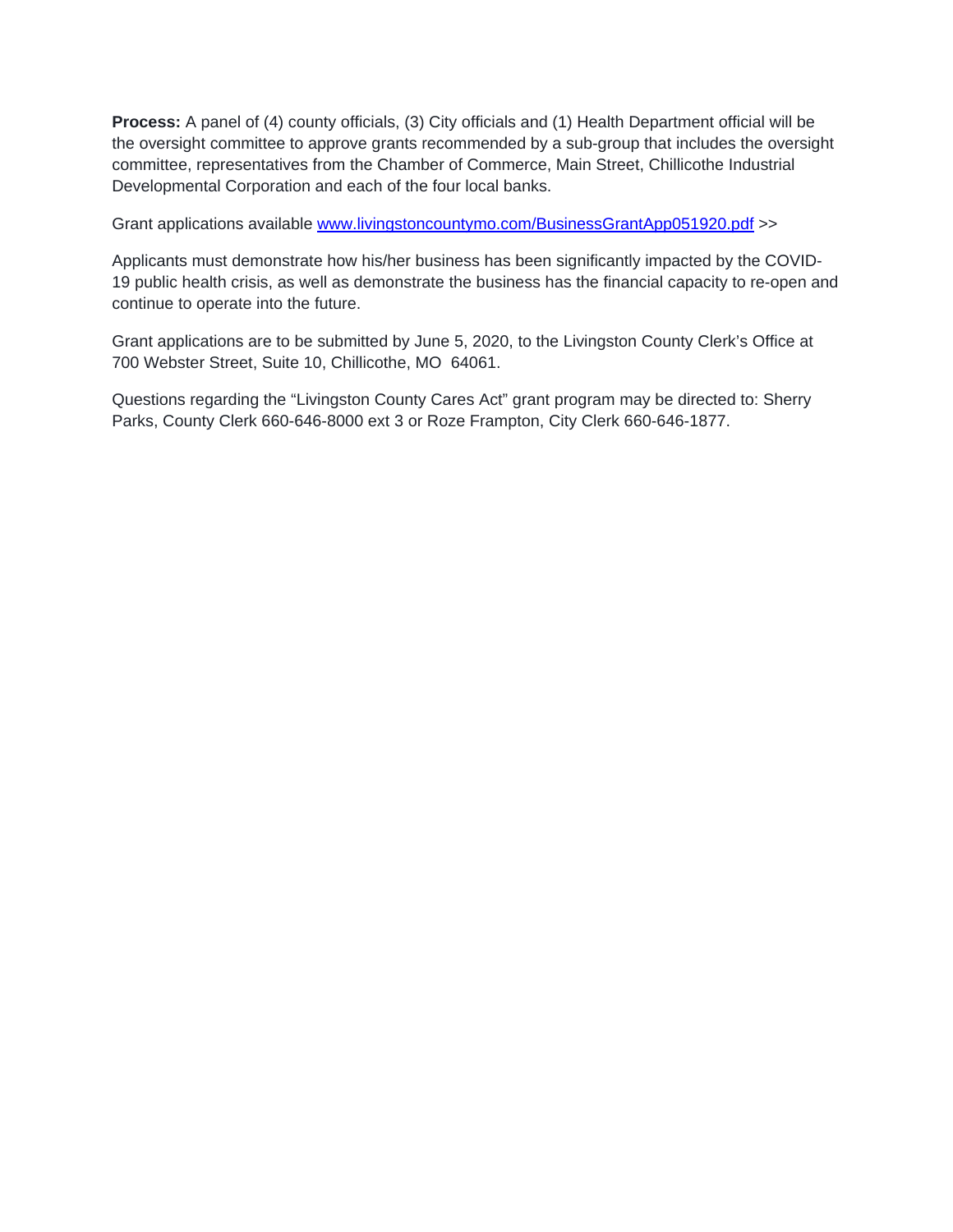**Process:** A panel of (4) county officials, (3) City officials and (1) Health Department official will be the oversight committee to approve grants recommended by a sub-group that includes the oversight committee, representatives from the Chamber of Commerce, Main Street, Chillicothe Industrial Developmental Corporation and each of the four local banks.

Grant applications available [www.livingstoncountymo.com/BusinessGrantApp051920.pdf](http://www.livingstoncountymo.com/BusinessGrantApp051920.pdf) >>

Applicants must demonstrate how his/her business has been significantly impacted by the COVID-19 public health crisis, as well as demonstrate the business has the financial capacity to re-open and continue to operate into the future.

Grant applications are to be submitted by June 5, 2020, to the Livingston County Clerk's Office at 700 Webster Street, Suite 10, Chillicothe, MO  64061.

Questions regarding the "Livingston County Cares Act" grant program may be directed to: Sherry Parks, County Clerk 660-646-8000 ext 3 or Roze Frampton, City Clerk 660-646-1877.